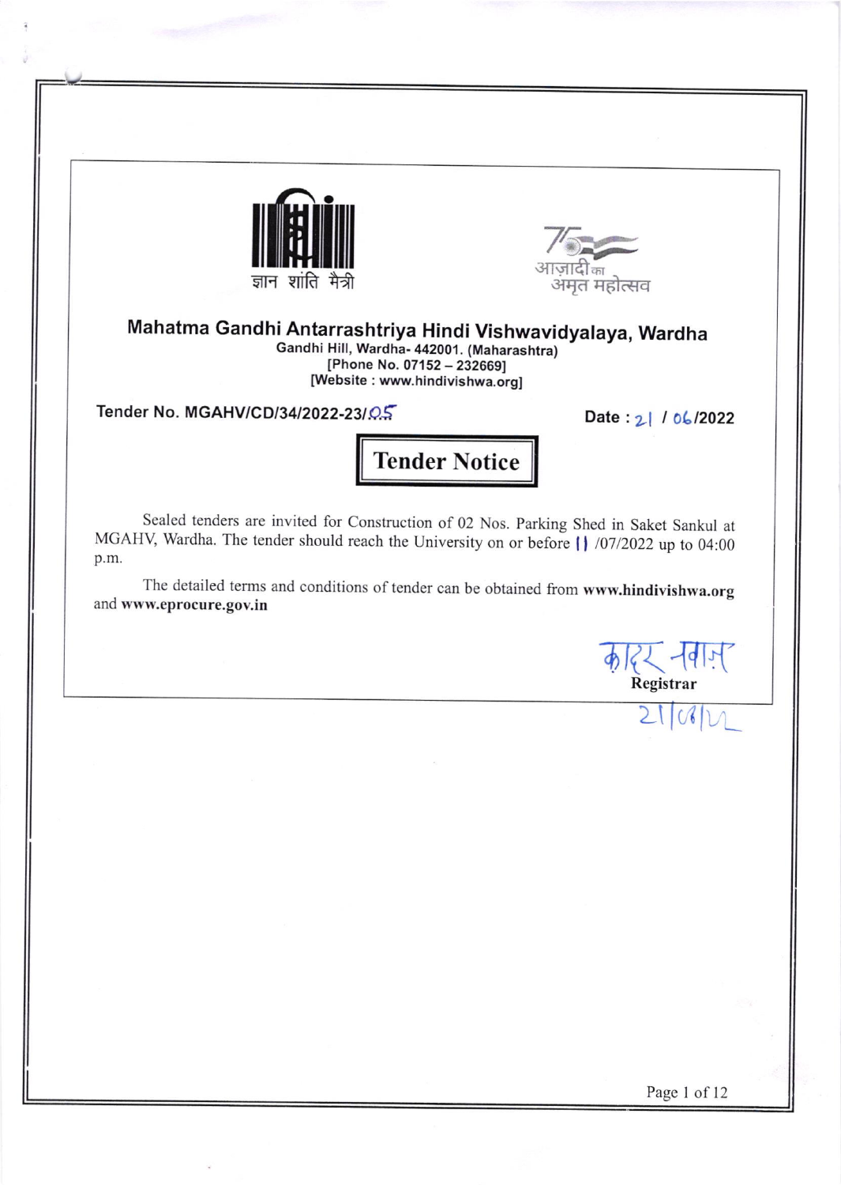ज्ञान शांति मैत्री

आज़ादी का अमृत महोत्सव

## Mahatma Gandhi Antarrashtriya Hindi Vishwavidyalaya, Wardha

Gandhi Hill, Wardha- 442001. (Maharashtra)
[Phone No. 07152 – 232669]
[Website : www.hindivishwa.org]

Tender No. MGAHV/CD/34/2022-23/05 | Date : 21 / 06/2022

# Tender Notice

Sealed tenders are invited for Construction of 02 Nos. Parking Shed in Saket Sankul at MGAHV, Wardha. The tender should reach the University on or before 11 /07/2022 up to 04:00 p.m.

The detailed terms and conditions of tender can be obtained from **www.hindivishwa.org** and **www.eprocure.gov.in**

क़ादर नवाज़
**Registrar**
21/06/22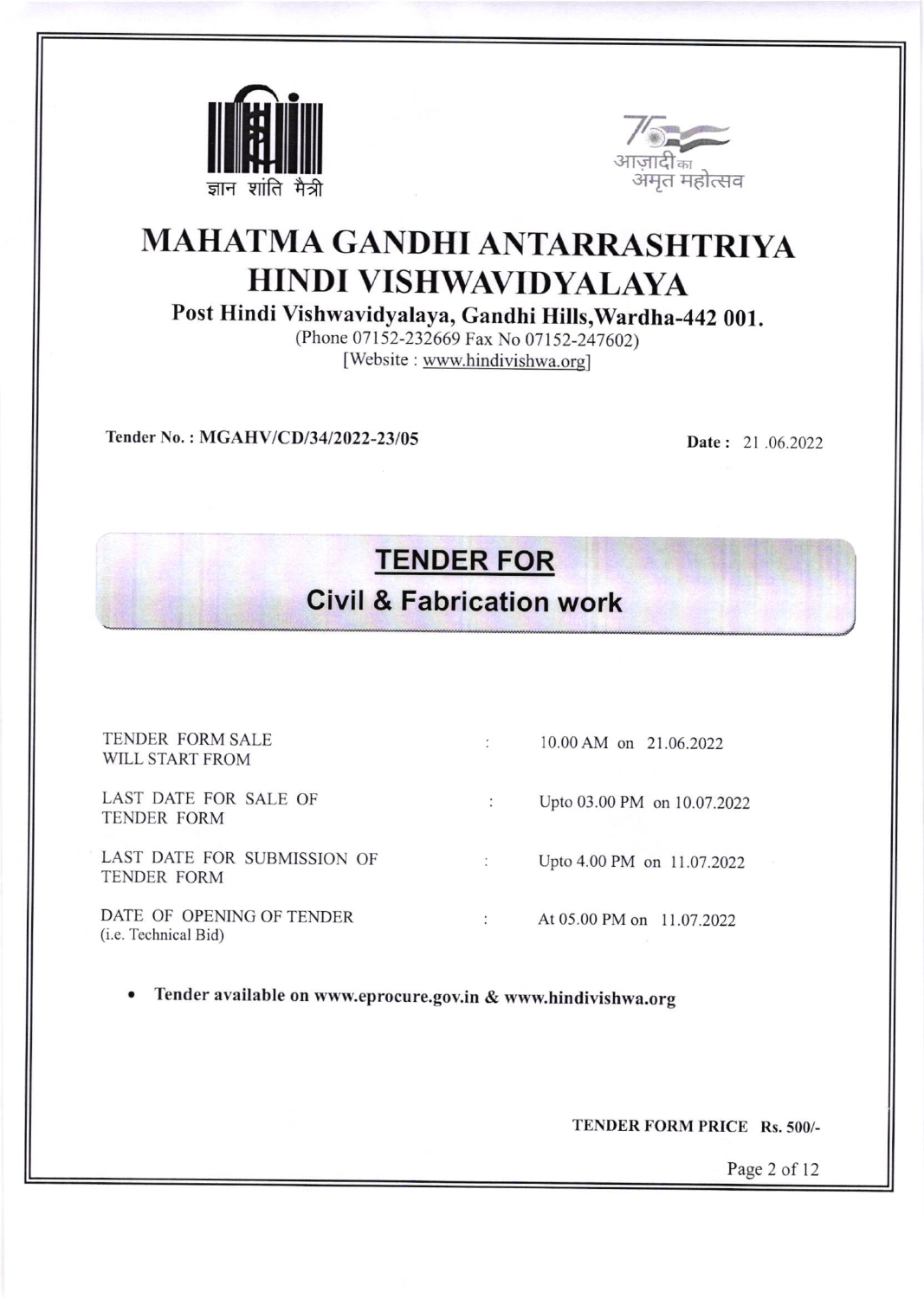ज्ञान शांति मैत्री

आज़ादी का अमृत महोत्सव

# MAHATMA GANDHI ANTARRASHTRIYA HINDI VISHWAVIDYALAYA

**Post Hindi Vishwavidyalaya, Gandhi Hills, Wardha-442 001.**

(Phone 07152-232669 Fax No 07152-247602)

[Website : www.hindivishwa.org]

**Tender No. : MGAHV/CD/34/2022-23/05** **Date :** 21 .06.2022

## TENDER FOR

## Civil & Fabrication work

| | | |
|---|---|---|
| TENDER FORM SALE WILL START FROM | : | 10.00 AM on 21.06.2022 |
| LAST DATE FOR SALE OF TENDER FORM | : | Upto 03.00 PM on 10.07.2022 |
| LAST DATE FOR SUBMISSION OF TENDER FORM | : | Upto 4.00 PM on 11.07.2022 |
| DATE OF OPENING OF TENDER (i.e. Technical Bid) | : | At 05.00 PM on 11.07.2022 |

- **Tender available on www.eprocure.gov.in & www.hindivishwa.org**

**TENDER FORM PRICE Rs. 500/-**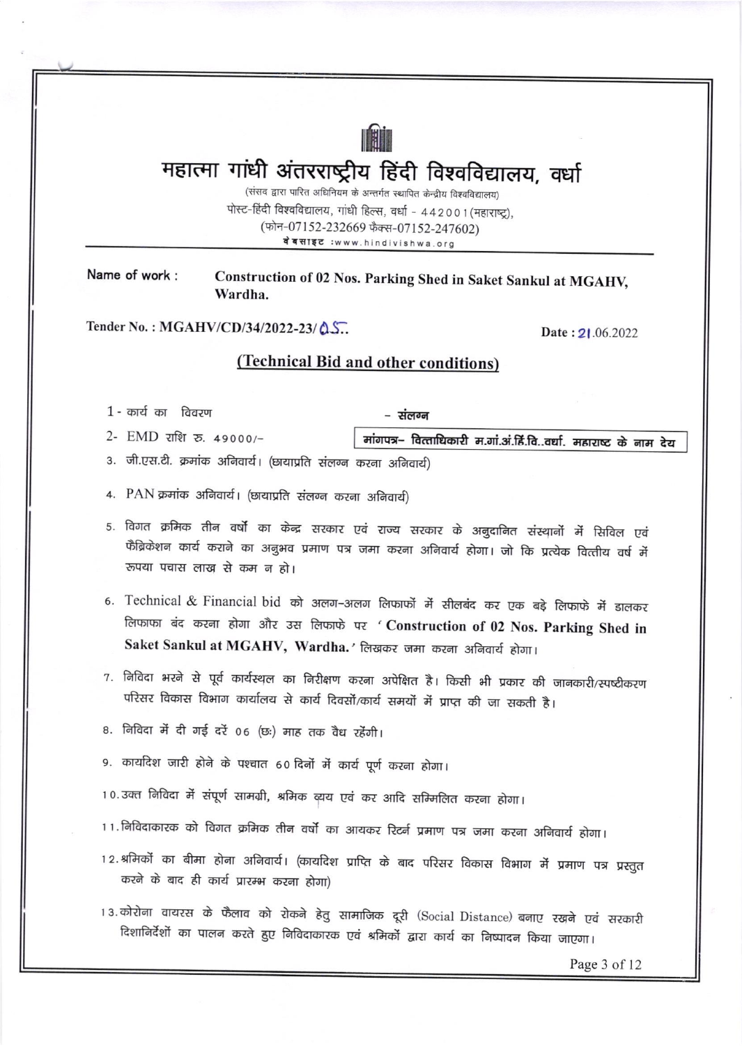# महात्मा गांधी अंतरराष्ट्रीय हिंदी विश्वविद्यालय, वर्धा

(संसद द्वारा पारित अधिनियम के अन्तर्गत स्थापित केन्द्रीय विश्वविद्यालय)
पोस्ट-हिंदी विश्वविद्यालय, गांधी हिल्स, वर्धा - 442001 (महाराष्ट्र),
(फोन-07152-232669 फैक्स-07152-247602)
वेबसाइट :www.hindivishwa.org

**Name of work :** **Construction of 02 Nos. Parking Shed in Saket Sankul at MGAHV, Wardha.**

**Tender No. : MGAHV/CD/34/2022-23/05** **Date : 21.06.2022**

## (Technical Bid and other conditions)

1- कार्य का विवरण – **संलग्न**

2- EMD राशि रु. 49000/- **मांगपत्र– वित्ताधिकारी म.गां.अं.हिं.वि..वर्धा. महाराष्ट के नाम देय**

3. जी.एस.टी. क्रमांक अनिवार्य। (छायाप्रति संलग्न करना अनिवार्य)

4. PAN क्रमांक अनिवार्य। (छायाप्रति संलग्न करना अनिवार्य)

5. विगत क्रमिक तीन वर्षों का केन्द्र सरकार एवं राज्य सरकार के अनुदानित संस्थानों में सिविल एवं फैब्रिकेशन कार्य कराने का अनुभव प्रमाण पत्र जमा करना अनिवार्य होगा। जो कि प्रत्येक वित्तीय वर्ष में रुपया पचास लाख से कम न हो।

6. Technical & Financial bid को अलग-अलग लिफाफों में सीलबंद कर एक बड़े लिफाफे में डालकर लिफाफा बंद करना होगा और उस लिफाफे पर '**Construction of 02 Nos. Parking Shed in Saket Sankul at MGAHV, Wardha.**' लिखकर जमा करना अनिवार्य होगा।

7. निविदा भरने से पूर्व कार्यस्थल का निरीक्षण करना अपेक्षित है। किसी भी प्रकार की जानकारी/स्पष्टीकरण परिसर विकास विभाग कार्यालय से कार्य दिवसों/कार्य समयों में प्राप्त की जा सकती है।

8. निविदा में दी गई दरें 06 (छः) माह तक वैध रहेंगी।

9. कार्यादेश जारी होने के पश्चात 60 दिनों में कार्य पूर्ण करना होगा।

10. उक्त निविदा में संपूर्ण सामग्री, श्रमिक व्यय एवं कर आदि सम्मिलित करना होगा।

11. निविदाकारक को विगत क्रमिक तीन वर्षों का आयकर रिटर्न प्रमाण पत्र जमा करना अनिवार्य होगा।

12. श्रमिकों का बीमा होना अनिवार्य। (कार्यादेश प्राप्ति के बाद परिसर विकास विभाग में प्रमाण पत्र प्रस्तुत करने के बाद ही कार्य प्रारम्भ करना होगा)

13. कोरोना वायरस के फैलाव को रोकने हेतु सामाजिक दूरी (Social Distance) बनाए रखने एवं सरकारी दिशानिर्देशों का पालन करते हुए निविदाकारक एवं श्रमिकों द्वारा कार्य का निष्पादन किया जाएगा।